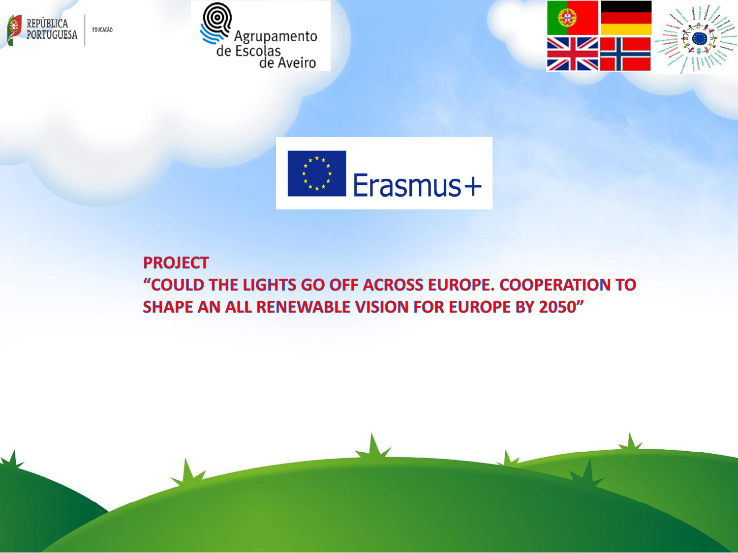REPÚBLICA PORTUGUESA | EDUCAÇÃO

Agrupamento de Escolas de Aveiro

Erasmus+

**PROJECT**

**"COULD THE LIGHTS GO OFF ACROSS EUROPE. COOPERATION TO SHAPE AN ALL RENEWABLE VISION FOR EUROPE BY 2050"**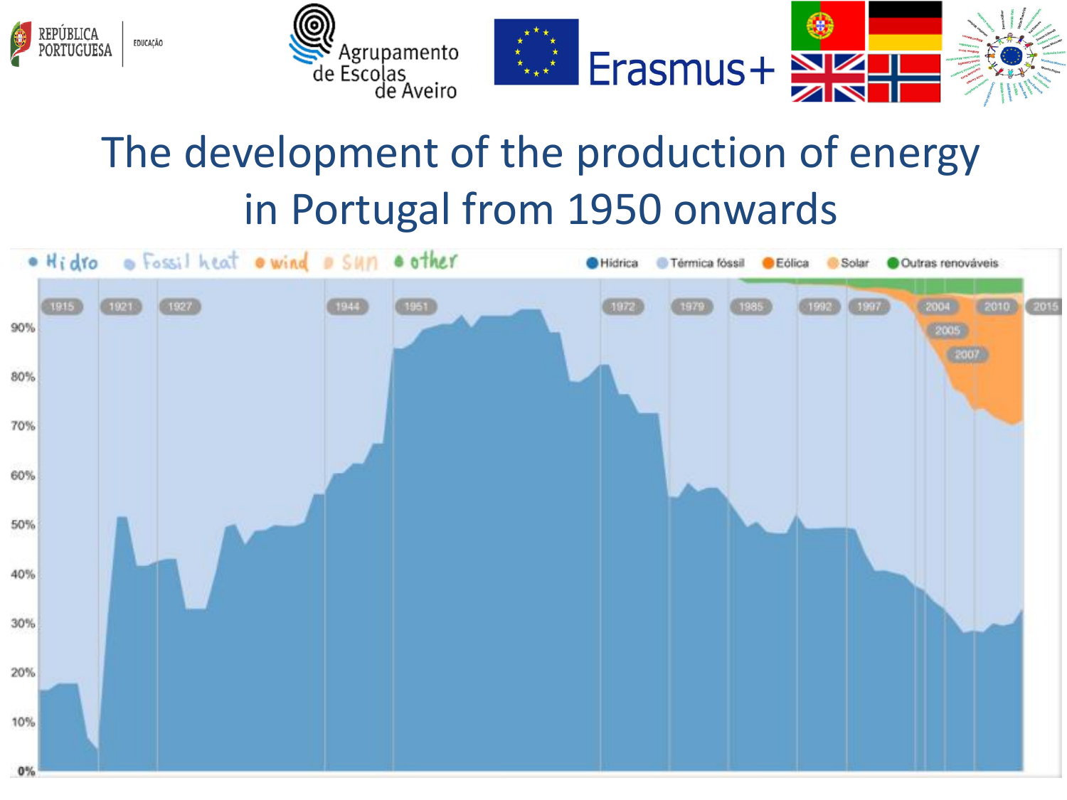# The development of the production of energy in Portugal from 1950 onwards

• Hidro • Fossil heat • wind • sun • other

• Hídrica • Térmica fóssil • Eólica • Solar • Outras renováveis

1915 1921 1927 1944 1951 1972 1979 1985 1992 1997 2004 2005 2007 2010 2015

90% 80% 70% 60% 50% 40% 30% 20% 10% 0%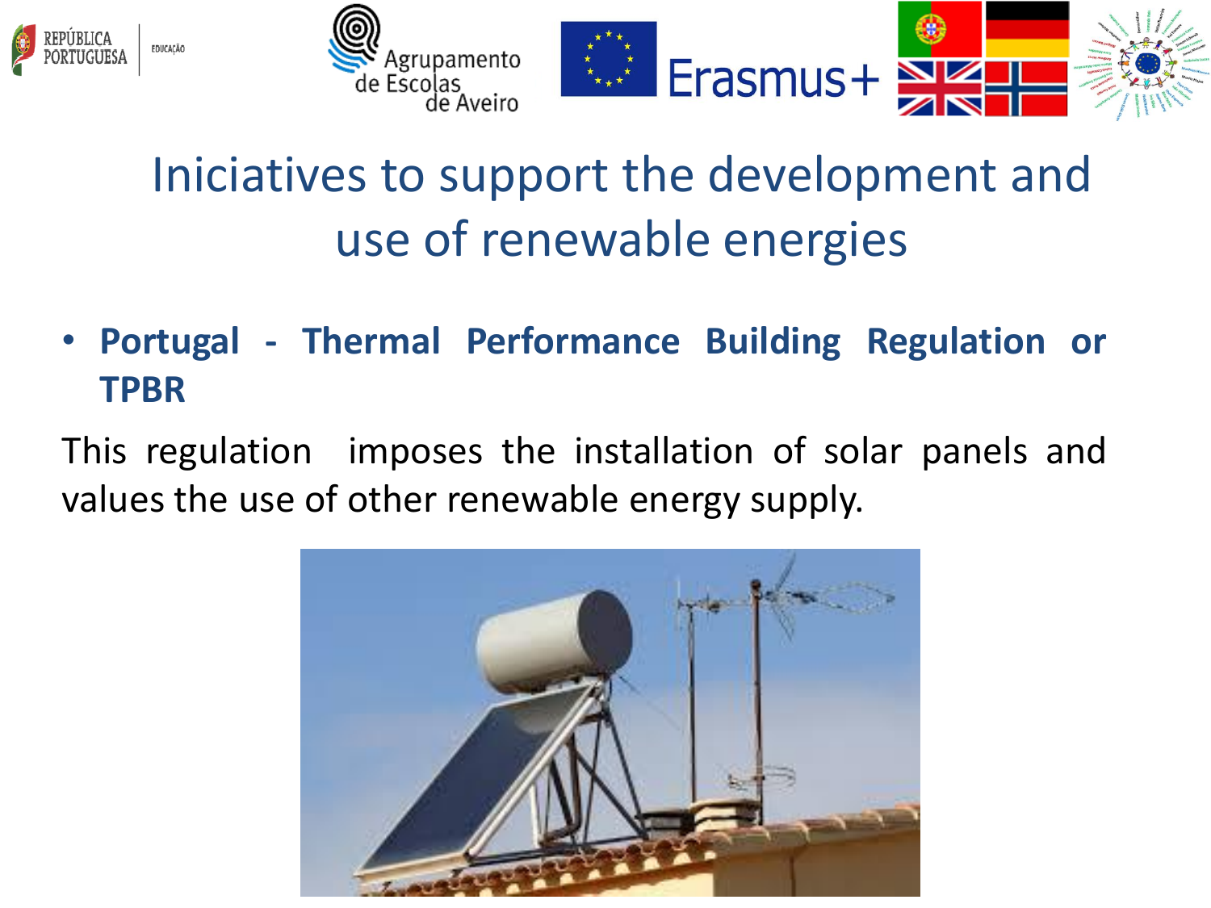# Iniciatives to support the development and use of renewable energies

- **Portugal - Thermal Performance Building Regulation or TPBR**

This regulation imposes the installation of solar panels and values the use of other renewable energy supply.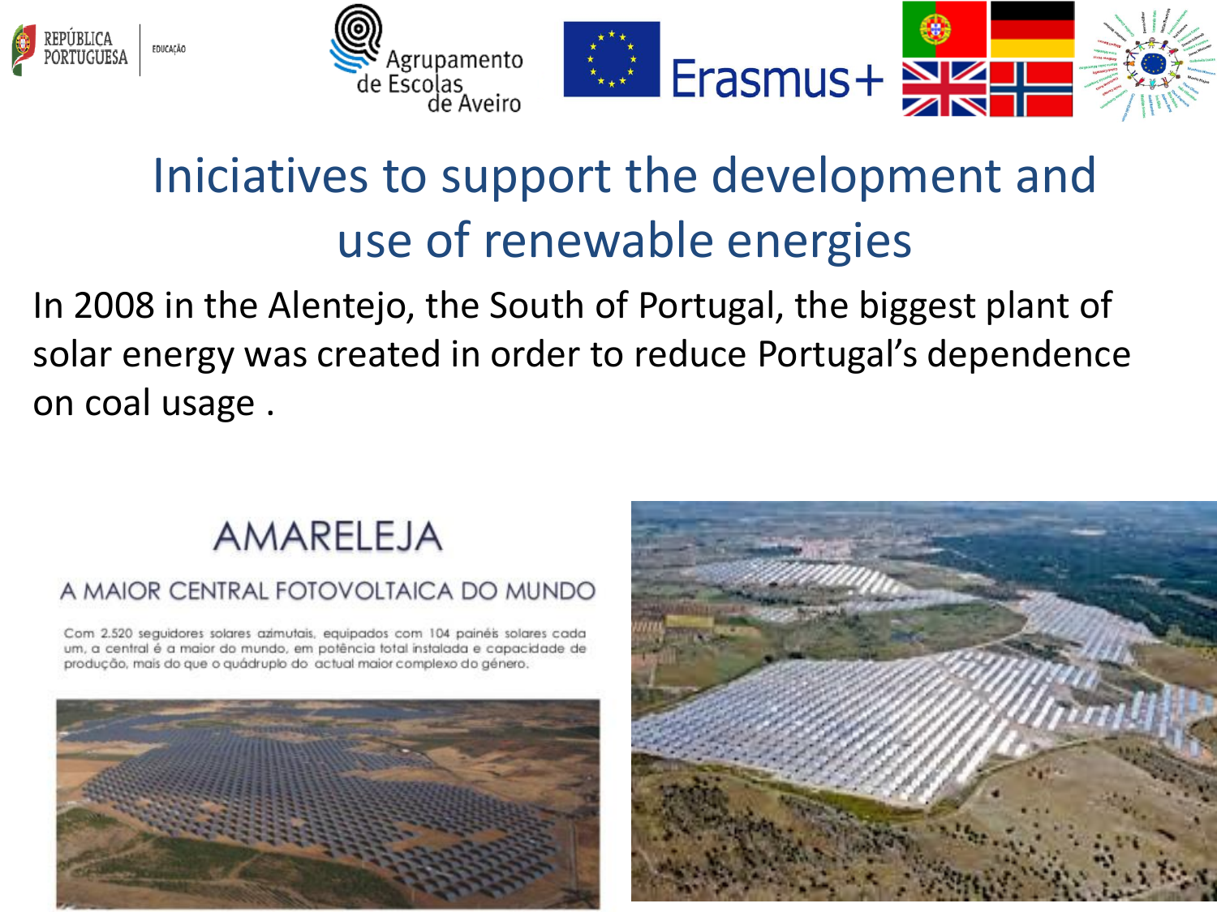# Iniciatives to support the development and use of renewable energies

In 2008 in the Alentejo, the South of Portugal, the biggest plant of solar energy was created in order to reduce Portugal's dependence on coal usage .

## AMARELEJA

### A MAIOR CENTRAL FOTOVOLTAICA DO MUNDO

Com 2.520 seguidores solares azimutais, equipados com 104 painéis solares cada um, a central é a maior do mundo, em potência total instalada e capacidade de produção, mais do que o quádruplo do actual maior complexo do género.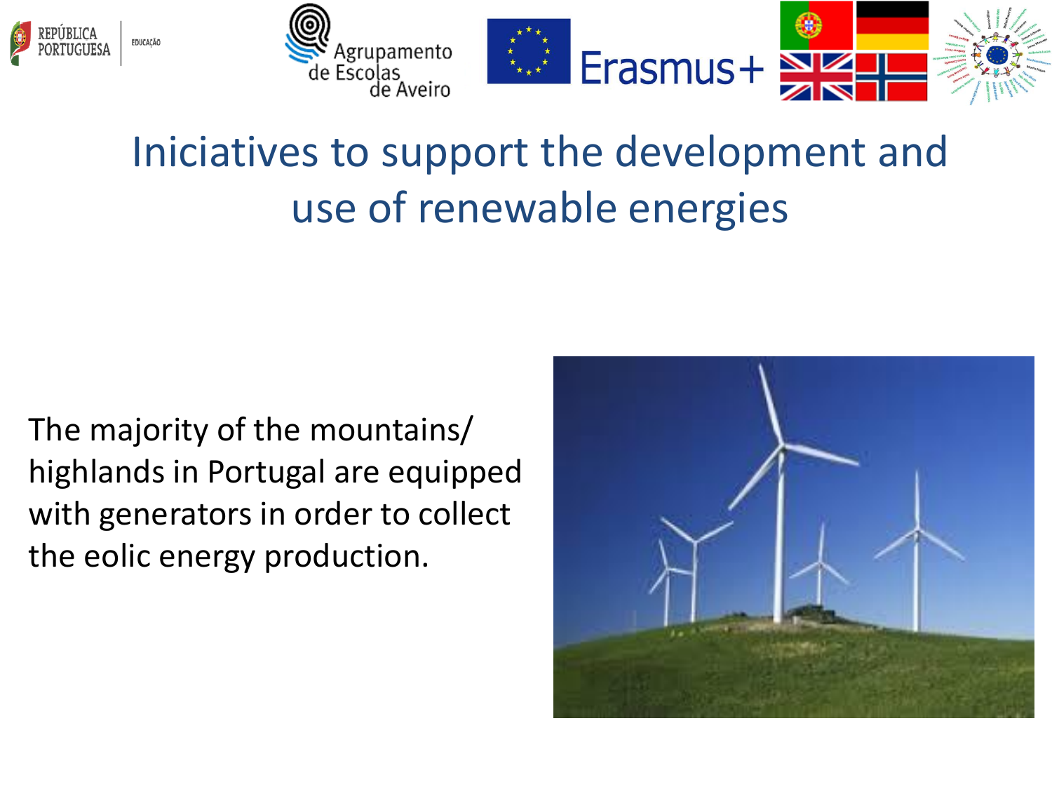# Iniciatives to support the development and use of renewable energies

The majority of the mountains/ highlands in Portugal are equipped with generators in order to collect the eolic energy production.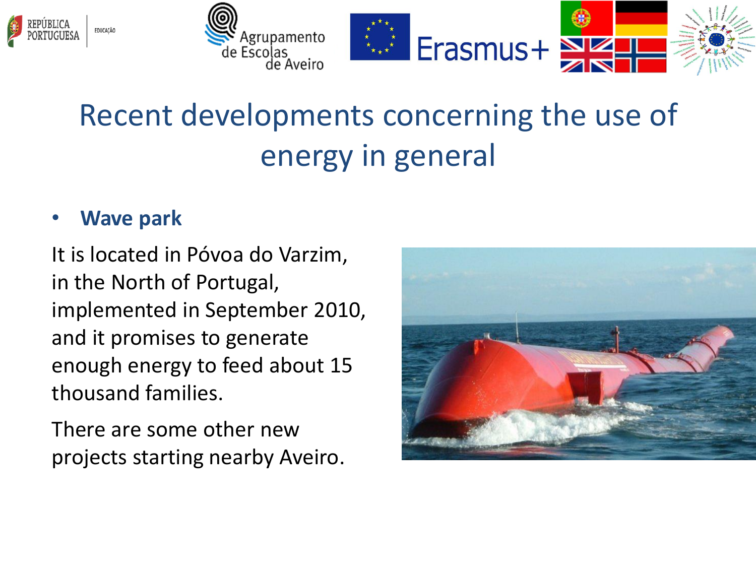# Recent developments concerning the use of energy in general

- **Wave park**

It is located in Póvoa do Varzim, in the North of Portugal, implemented in September 2010, and it promises to generate enough energy to feed about 15 thousand families.

There are some other new projects starting nearby Aveiro.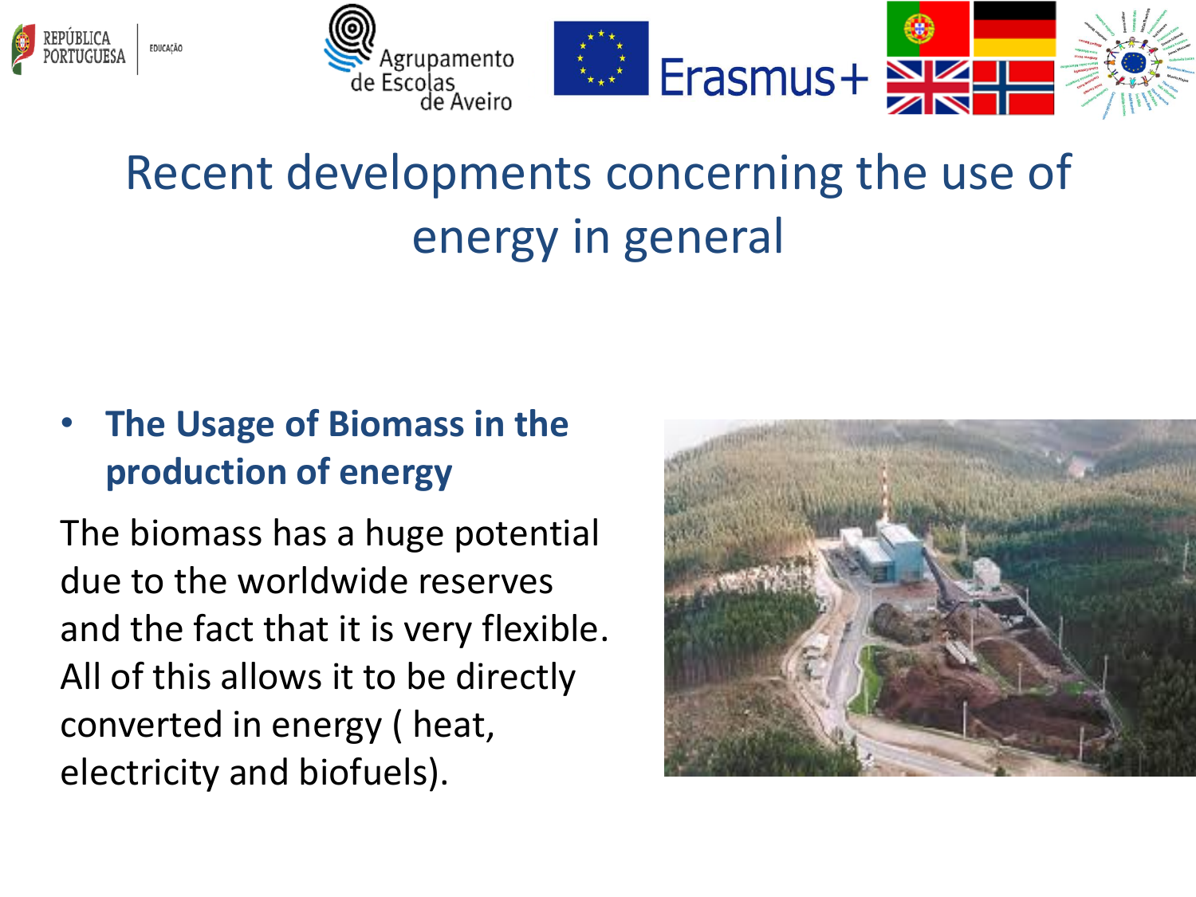# Recent developments concerning the use of energy in general

- **The Usage of Biomass in the production of energy**

The biomass has a huge potential due to the worldwide reserves and the fact that it is very flexible. All of this allows it to be directly converted in energy ( heat, electricity and biofuels).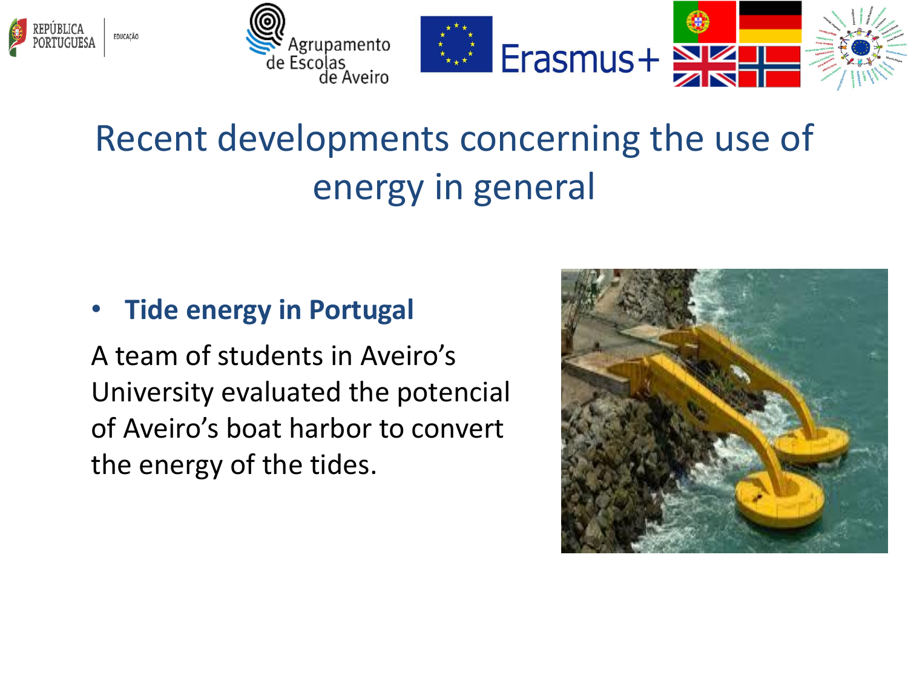# Recent developments concerning the use of energy in general

- **Tide energy in Portugal**

A team of students in Aveiro's University evaluated the potencial of Aveiro's boat harbor to convert the energy of the tides.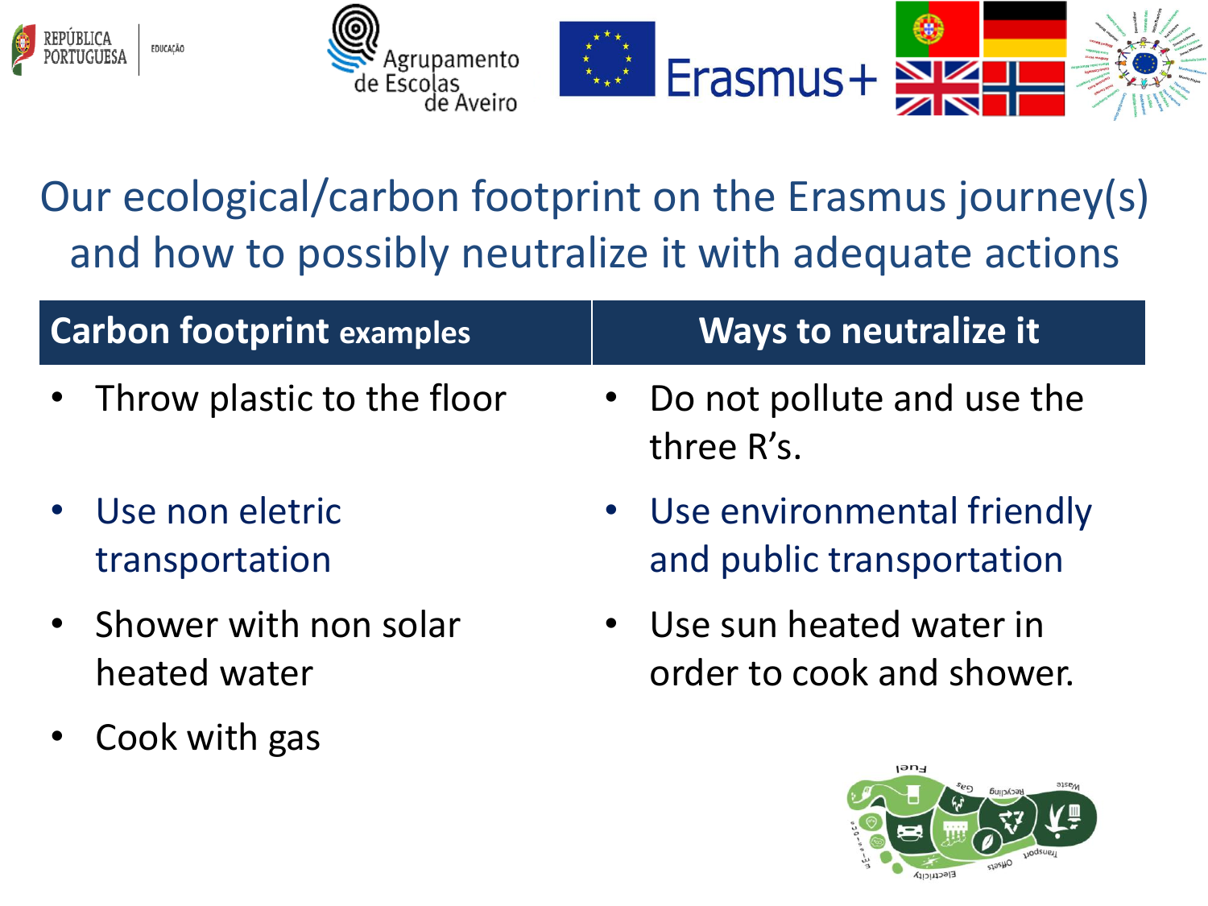# Our ecological/carbon footprint on the Erasmus journey(s) and how to possibly neutralize it with adequate actions

| Carbon footprint examples | Ways to neutralize it |
|---|---|
| • Throw plastic to the floor | • Do not pollute and use the three R's. |
| • Use non eletric transportation | • Use environmental friendly and public transportation |
| • Shower with non solar heated water | • Use sun heated water in order to cook and shower. |
| • Cook with gas | |